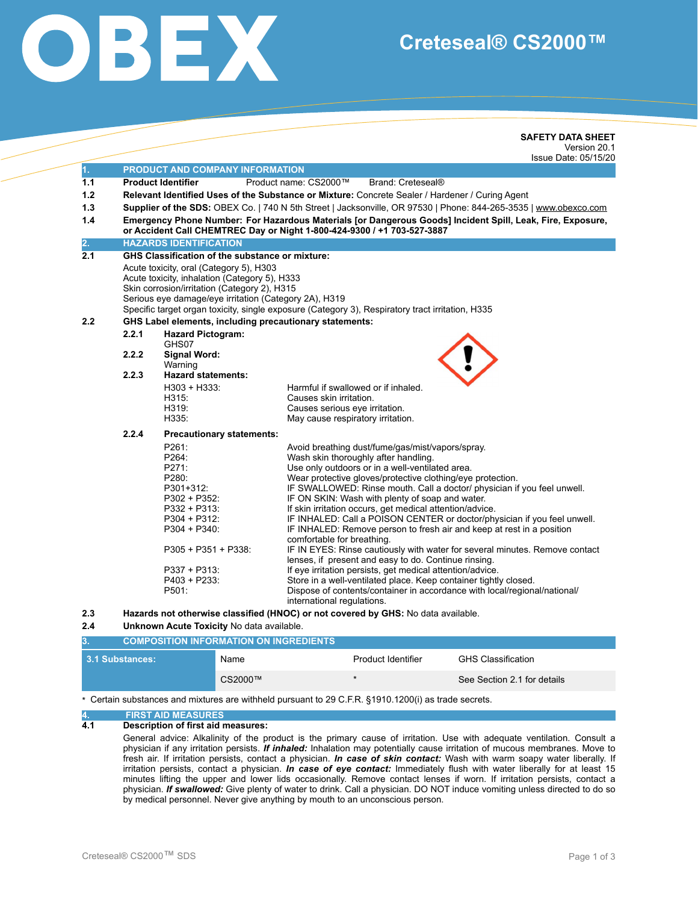# OBEX

# Creteseal® CS2000™

**SAFETY DATA SHEET**
Version 20.1
Issue Date: 05/15/20

## 1. PRODUCT AND COMPANY INFORMATION

**1.1 Product Identifier** Product name: CS2000™ Brand: Creteseal®

**1.2 Relevant Identified Uses of the Substance or Mixture:** Concrete Sealer / Hardener / Curing Agent

**1.3 Supplier of the SDS:** OBEX Co. | 740 N 5th Street | Jacksonville, OR 97530 | Phone: 844-265-3535 | www.obexco.com

**1.4 Emergency Phone Number: For Hazardous Materials [or Dangerous Goods] Incident Spill, Leak, Fire, Exposure, or Accident Call CHEMTREC Day or Night 1-800-424-9300 / +1 703-527-3887**

## 2. HAZARDS IDENTIFICATION

**2.1 GHS Classification of the substance or mixture:**

Acute toxicity, oral (Category 5), H303
Acute toxicity, inhalation (Category 5), H333
Skin corrosion/irritation (Category 2), H315
Serious eye damage/eye irritation (Category 2A), H319
Specific target organ toxicity, single exposure (Category 3), Respiratory tract irritation, H335

**2.2 GHS Label elements, including precautionary statements:**

**2.2.1 Hazard Pictogram:**
GHS07

**2.2.2 Signal Word:**
Warning

**2.2.3 Hazard statements:**

| | |
|---|---|
| H303 + H333: | Harmful if swallowed or if inhaled. |
| H315: | Causes skin irritation. |
| H319: | Causes serious eye irritation. |
| H335: | May cause respiratory irritation. |

**2.2.4 Precautionary statements:**

| | |
|---|---|
| P261: | Avoid breathing dust/fume/gas/mist/vapors/spray. |
| P264: | Wash skin thoroughly after handling. |
| P271: | Use only outdoors or in a well-ventilated area. |
| P280: | Wear protective gloves/protective clothing/eye protection. |
| P301+312: | IF SWALLOWED: Rinse mouth. Call a doctor/ physician if you feel unwell. |
| P302 + P352: | IF ON SKIN: Wash with plenty of soap and water. |
| P332 + P313: | If skin irritation occurs, get medical attention/advice. |
| P304 + P312: | IF INHALED: Call a POISON CENTER or doctor/physician if you feel unwell. |
| P304 + P340: | IF INHALED: Remove person to fresh air and keep at rest in a position comfortable for breathing. |
| P305 + P351 + P338: | IF IN EYES: Rinse cautiously with water for several minutes. Remove contact lenses, if present and easy to do. Continue rinsing. |
| P337 + P313: | If eye irritation persists, get medical attention/advice. |
| P403 + P233: | Store in a well-ventilated place. Keep container tightly closed. |
| P501: | Dispose of contents/container in accordance with local/regional/national/ international regulations. |

**2.3 Hazards not otherwise classified (HNOC) or not covered by GHS:** No data available.

**2.4 Unknown Acute Toxicity** No data available.

## 3. COMPOSITION INFORMATION ON INGREDIENTS

| 3.1 Substances: | Name | Product Identifier | GHS Classification |
|---|---|---|---|
| | CS2000™ | * | See Section 2.1 for details |

\* Certain substances and mixtures are withheld pursuant to 29 C.F.R. §1910.1200(i) as trade secrets.

## 4. FIRST AID MEASURES

**4.1 Description of first aid measures:**

General advice: Alkalinity of the product is the primary cause of irritation. Use with adequate ventilation. Consult a physician if any irritation persists. ***If inhaled:*** Inhalation may potentially cause irritation of mucous membranes. Move to fresh air. If irritation persists, contact a physician. ***In case of skin contact:*** Wash with warm soapy water liberally. If irritation persists, contact a physician. ***In case of eye contact:*** Immediately flush with water liberally for at least 15 minutes lifting the upper and lower lids occasionally. Remove contact lenses if worn. If irritation persists, contact a physician. ***If swallowed:*** Give plenty of water to drink. Call a physician. DO NOT induce vomiting unless directed to do so by medical personnel. Never give anything by mouth to an unconscious person.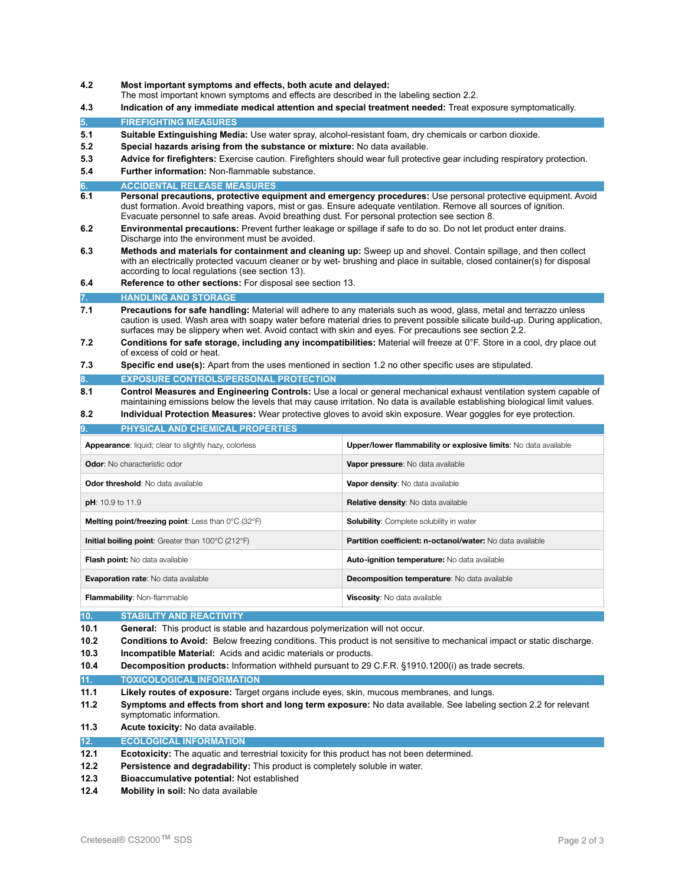**4.2** **Most important symptoms and effects, both acute and delayed:** The most important known symptoms and effects are described in the labeling section 2.2.

**4.3** **Indication of any immediate medical attention and special treatment needed:** Treat exposure symptomatically.

## 5. FIREFIGHTING MEASURES

**5.1** **Suitable Extinguishing Media:** Use water spray, alcohol-resistant foam, dry chemicals or carbon dioxide.

**5.2** **Special hazards arising from the substance or mixture:** No data available.

**5.3** **Advice for firefighters:** Exercise caution. Firefighters should wear full protective gear including respiratory protection.

**5.4** **Further information:** Non-flammable substance.

## 6. ACCIDENTAL RELEASE MEASURES

**6.1** **Personal precautions, protective equipment and emergency procedures:** Use personal protective equipment. Avoid dust formation. Avoid breathing vapors, mist or gas. Ensure adequate ventilation. Remove all sources of ignition. Evacuate personnel to safe areas. Avoid breathing dust. For personal protection see section 8.

**6.2** **Environmental precautions:** Prevent further leakage or spillage if safe to do so. Do not let product enter drains. Discharge into the environment must be avoided.

**6.3** **Methods and materials for containment and cleaning up:** Sweep up and shovel. Contain spillage, and then collect with an electrically protected vacuum cleaner or by wet- brushing and place in suitable, closed container(s) for disposal according to local regulations (see section 13).

**6.4** **Reference to other sections:** For disposal see section 13.

## 7. HANDLING AND STORAGE

**7.1** **Precautions for safe handling:** Material will adhere to any materials such as wood, glass, metal and terrazzo unless caution is used. Wash area with soapy water before material dries to prevent possible silicate build-up. During application, surfaces may be slippery when wet. Avoid contact with skin and eyes. For precautions see section 2.2.

**7.2** **Conditions for safe storage, including any incompatibilities:** Material will freeze at 0°F. Store in a cool, dry place out of excess of cold or heat.

**7.3** **Specific end use(s):** Apart from the uses mentioned in section 1.2 no other specific uses are stipulated.

## 8. EXPOSURE CONTROLS/PERSONAL PROTECTION

**8.1** **Control Measures and Engineering Controls:** Use a local or general mechanical exhaust ventilation system capable of maintaining emissions below the levels that may cause irritation. No data is available establishing biological limit values.

**8.2** **Individual Protection Measures:** Wear protective gloves to avoid skin exposure. Wear goggles for eye protection.

## 9. PHYSICAL AND CHEMICAL PROPERTIES

| | |
|---|---|
| **Appearance**: liquid; clear to slightly hazy, colorless | **Upper/lower flammability or explosive limits**: No data available |
| **Odor**: No characteristic odor | **Vapor pressure**: No data available |
| **Odor threshold**: No data available | **Vapor density**: No data available |
| **pH**: 10.9 to 11.9 | **Relative density**: No data available |
| **Melting point/freezing point**: Less than 0°C (32°F) | **Solubility**: Complete solubility in water |
| **Initial boiling point**: Greater than 100°C (212°F) | **Partition coefficient: n-octanol/water:** No data available |
| **Flash point:** No data available | **Auto-ignition temperature:** No data available |
| **Evaporation rate**: No data available | **Decomposition temperature**: No data available |
| **Flammability**: Non-flammable | **Viscosity**: No data available |

## 10. STABILITY AND REACTIVITY

**10.1** **General:** This product is stable and hazardous polymerization will not occur.

**10.2** **Conditions to Avoid:** Below freezing conditions. This product is not sensitive to mechanical impact or static discharge.

**10.3** **Incompatible Material:** Acids and acidic materials or products.

**10.4** **Decomposition products:** Information withheld pursuant to 29 C.F.R. §1910.1200(i) as trade secrets.

## 11. TOXICOLOGICAL INFORMATION

**11.1** **Likely routes of exposure:** Target organs include eyes, skin, mucous membranes, and lungs.

**11.2** **Symptoms and effects from short and long term exposure:** No data available. See labeling section 2.2 for relevant symptomatic information.

**11.3** **Acute toxicity:** No data available.

## 12. ECOLOGICAL INFORMATION

**12.1** **Ecotoxicity:** The aquatic and terrestrial toxicity for this product has not been determined.

**12.2** **Persistence and degradability:** This product is completely soluble in water.

**12.3** **Bioaccumulative potential:** Not established

**12.4** **Mobility in soil:** No data available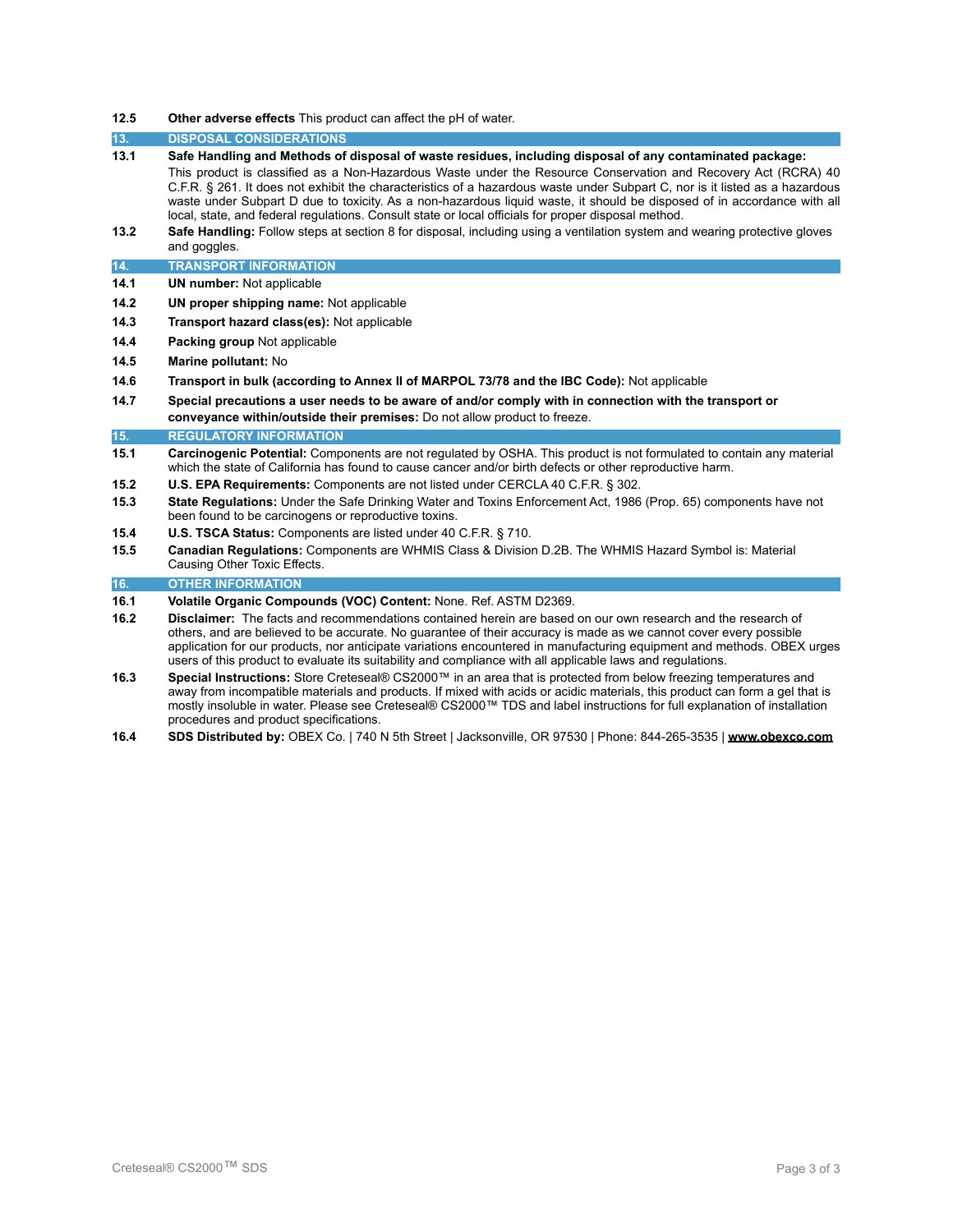**12.5** **Other adverse effects** This product can affect the pH of water.

## 13. DISPOSAL CONSIDERATIONS

**13.1** **Safe Handling and Methods of disposal of waste residues, including disposal of any contaminated package:** This product is classified as a Non-Hazardous Waste under the Resource Conservation and Recovery Act (RCRA) 40 C.F.R. § 261. It does not exhibit the characteristics of a hazardous waste under Subpart C, nor is it listed as a hazardous waste under Subpart D due to toxicity. As a non-hazardous liquid waste, it should be disposed of in accordance with all local, state, and federal regulations. Consult state or local officials for proper disposal method.

**13.2** **Safe Handling:** Follow steps at section 8 for disposal, including using a ventilation system and wearing protective gloves and goggles.

## 14. TRANSPORT INFORMATION

**14.1** **UN number:** Not applicable

**14.2** **UN proper shipping name:** Not applicable

**14.3** **Transport hazard class(es):** Not applicable

**14.4** **Packing group** Not applicable

**14.5** **Marine pollutant:** No

**14.6** **Transport in bulk (according to Annex II of MARPOL 73/78 and the IBC Code):** Not applicable

**14.7** **Special precautions a user needs to be aware of and/or comply with in connection with the transport or conveyance within/outside their premises:** Do not allow product to freeze.

## 15. REGULATORY INFORMATION

**15.1** **Carcinogenic Potential:** Components are not regulated by OSHA. This product is not formulated to contain any material which the state of California has found to cause cancer and/or birth defects or other reproductive harm.

**15.2** **U.S. EPA Requirements:** Components are not listed under CERCLA 40 C.F.R. § 302.

**15.3** **State Regulations:** Under the Safe Drinking Water and Toxins Enforcement Act, 1986 (Prop. 65) components have not been found to be carcinogens or reproductive toxins.

**15.4** **U.S. TSCA Status:** Components are listed under 40 C.F.R. § 710.

**15.5** **Canadian Regulations:** Components are WHMIS Class & Division D.2B. The WHMIS Hazard Symbol is: Material Causing Other Toxic Effects.

## 16. OTHER INFORMATION

**16.1** **Volatile Organic Compounds (VOC) Content:** None. Ref. ASTM D2369.

**16.2** **Disclaimer:** The facts and recommendations contained herein are based on our own research and the research of others, and are believed to be accurate. No guarantee of their accuracy is made as we cannot cover every possible application for our products, nor anticipate variations encountered in manufacturing equipment and methods. OBEX urges users of this product to evaluate its suitability and compliance with all applicable laws and regulations.

**16.3** **Special Instructions:** Store Creteseal® CS2000™ in an area that is protected from below freezing temperatures and away from incompatible materials and products. If mixed with acids or acidic materials, this product can form a gel that is mostly insoluble in water. Please see Creteseal® CS2000™ TDS and label instructions for full explanation of installation procedures and product specifications.

**16.4** **SDS Distributed by:** OBEX Co. | 740 N 5th Street | Jacksonville, OR 97530 | Phone: 844-265-3535 | **www.obexco.com**